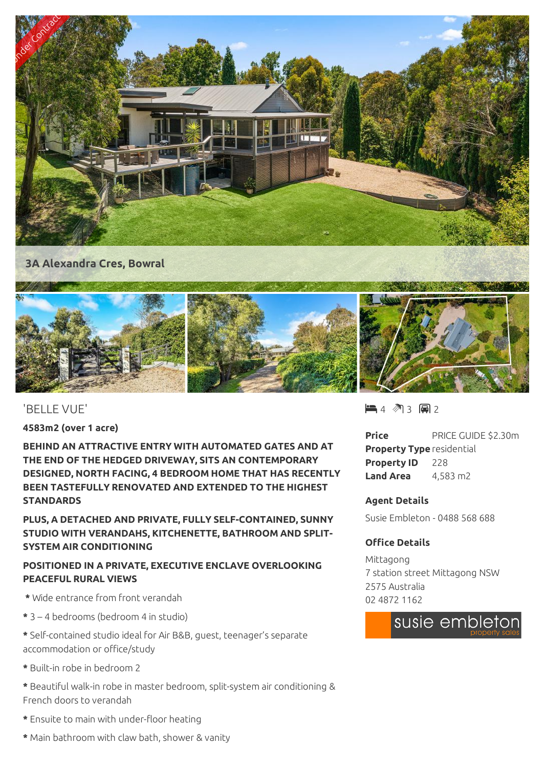3A Alexandra Cres, Bowral

'BELLE VUE'

**4583m2 (over 1 acre)**

**BEHIND AN ATTRACTIVE ENTRY WITH AUTOMATED GATES AND AT THE END OF THE HEDGED DRIVEWAY, SITS AN CONTEMPORARY DESIGNED, NORTH FACING, 4 BEDROOM HOME THAT HAS RECENTLY BEEN TASTEFULLY RENOVATED AND EXTENDED TO THE HIGHEST STANDARDS**

**PLUS, A DETACHED AND PRIVATE, FULLY SELF-CONTAINED, SUNNY STUDIO WITH VERANDAHS, KITCHENETTE, BATHROOM AND SPLIT-SYSTEM AIR CONDITIONING**

**POSITIONED IN A PRIVATE, EXECUTIVE ENCLAVE OVERLOOKING PEACEFUL RURAL VIEWS**

* Wide entrance from front verandah
* 3 – 4 bedrooms (bedroom 4 in studio)
* Self-contained studio ideal for Air B&B, guest, teenager's separate accommodation or office/study
* Built-in robe in bedroom 2
* Beautiful walk-in robe in master bedroom, split-system air conditioning & French doors to verandah
* Ensuite to main with under-floor heating
* Main bathroom with claw bath, shower & vanity

4 3 2

| | |
|---|---|
| **Price** | PRICE GUIDE $2.30m |
| **Property Type** | residential |
| **Property ID** | 228 |
| **Land Area** | 4,583 m2 |

**Agent Details**

Susie Embleton - 0488 568 688

**Office Details**

Mittagong
7 station street Mittagong NSW 2575 Australia
02 4872 1162

susie embleton property sales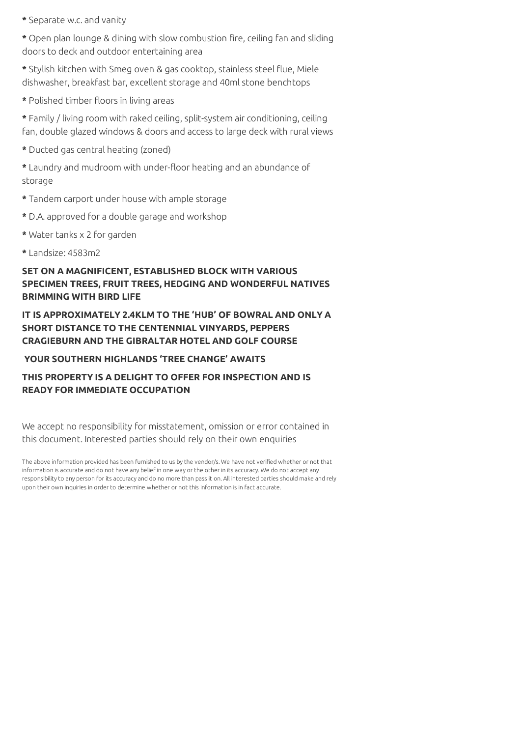**\*** Separate w.c. and vanity

**\*** Open plan lounge & dining with slow combustion fire, ceiling fan and sliding doors to deck and outdoor entertaining area

**\*** Stylish kitchen with Smeg oven & gas cooktop, stainless steel flue, Miele dishwasher, breakfast bar, excellent storage and 40ml stone benchtops

**\*** Polished timber floors in living areas

**\*** Family / living room with raked ceiling, split-system air conditioning, ceiling fan, double glazed windows & doors and access to large deck with rural views

**\*** Ducted gas central heating (zoned)

**\*** Laundry and mudroom with under-floor heating and an abundance of storage

**\*** Tandem carport under house with ample storage

**\*** D.A. approved for a double garage and workshop

**\*** Water tanks x 2 for garden

**\*** Landsize: 4583m2

**SET ON A MAGNIFICENT, ESTABLISHED BLOCK WITH VARIOUS SPECIMEN TREES, FRUIT TREES, HEDGING AND WONDERFUL NATIVES BRIMMING WITH BIRD LIFE**

**IT IS APPROXIMATELY 2.4KLM TO THE 'HUB' OF BOWRAL AND ONLY A SHORT DISTANCE TO THE CENTENNIAL VINYARDS, PEPPERS CRAGIEBURN AND THE GIBRALTAR HOTEL AND GOLF COURSE**

**YOUR SOUTHERN HIGHLANDS 'TREE CHANGE' AWAITS**

**THIS PROPERTY IS A DELIGHT TO OFFER FOR INSPECTION AND IS READY FOR IMMEDIATE OCCUPATION**

We accept no responsibility for misstatement, omission or error contained in this document. Interested parties should rely on their own enquiries

The above information provided has been furnished to us by the vendor/s. We have not verified whether or not that information is accurate and do not have any belief in one way or the other in its accuracy. We do not accept any responsibility to any person for its accuracy and do no more than pass it on. All interested parties should make and rely upon their own inquiries in order to determine whether or not this information is in fact accurate.